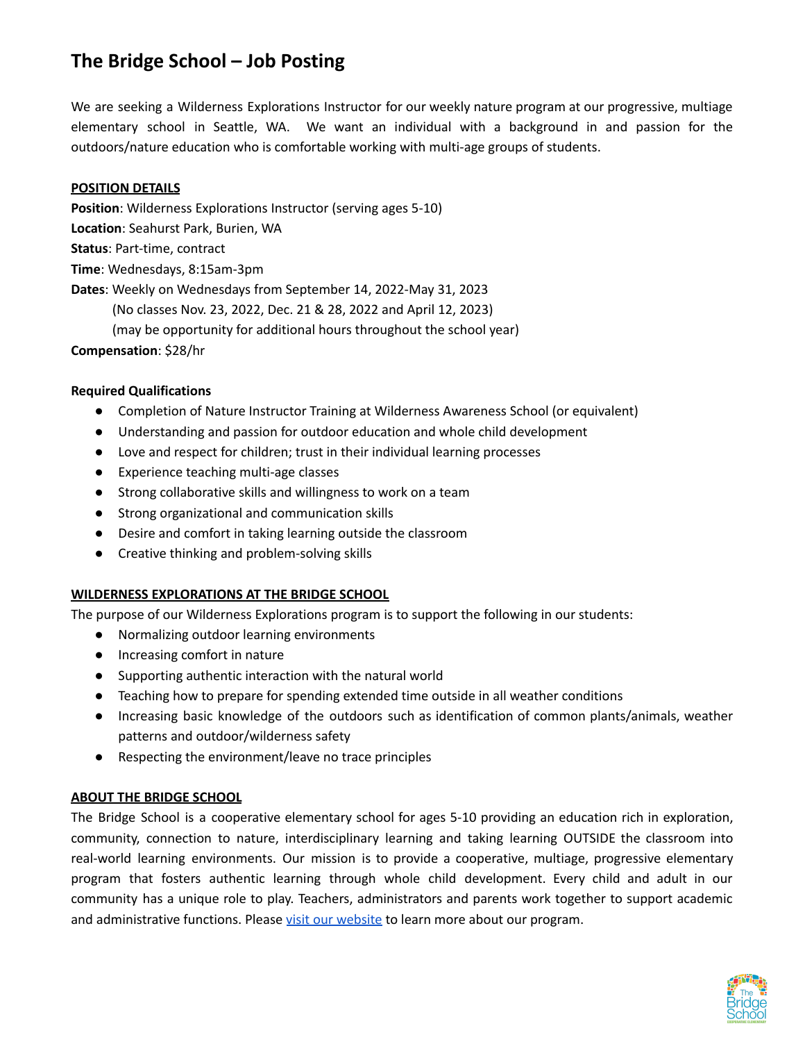# The Bridge School – Job Posting

We are seeking a Wilderness Explorations Instructor for our weekly nature program at our progressive, multiage elementary school in Seattle, WA. We want an individual with a background in and passion for the outdoors/nature education who is comfortable working with multi-age groups of students.

**POSITION DETAILS**

**Position**: Wilderness Explorations Instructor (serving ages 5-10)
**Location**: Seahurst Park, Burien, WA
**Status**: Part-time, contract
**Time**: Wednesdays, 8:15am-3pm
**Dates**: Weekly on Wednesdays from September 14, 2022-May 31, 2023
(No classes Nov. 23, 2022, Dec. 21 & 28, 2022 and April 12, 2023)
(may be opportunity for additional hours throughout the school year)
**Compensation**: $28/hr

**Required Qualifications**

- Completion of Nature Instructor Training at Wilderness Awareness School (or equivalent)
- Understanding and passion for outdoor education and whole child development
- Love and respect for children; trust in their individual learning processes
- Experience teaching multi-age classes
- Strong collaborative skills and willingness to work on a team
- Strong organizational and communication skills
- Desire and comfort in taking learning outside the classroom
- Creative thinking and problem-solving skills

**WILDERNESS EXPLORATIONS AT THE BRIDGE SCHOOL**

The purpose of our Wilderness Explorations program is to support the following in our students:

- Normalizing outdoor learning environments
- Increasing comfort in nature
- Supporting authentic interaction with the natural world
- Teaching how to prepare for spending extended time outside in all weather conditions
- Increasing basic knowledge of the outdoors such as identification of common plants/animals, weather patterns and outdoor/wilderness safety
- Respecting the environment/leave no trace principles

**ABOUT THE BRIDGE SCHOOL**

The Bridge School is a cooperative elementary school for ages 5-10 providing an education rich in exploration, community, connection to nature, interdisciplinary learning and taking learning OUTSIDE the classroom into real-world learning environments. Our mission is to provide a cooperative, multiage, progressive elementary program that fosters authentic learning through whole child development. Every child and adult in our community has a unique role to play. Teachers, administrators and parents work together to support academic and administrative functions. Please visit our website to learn more about our program.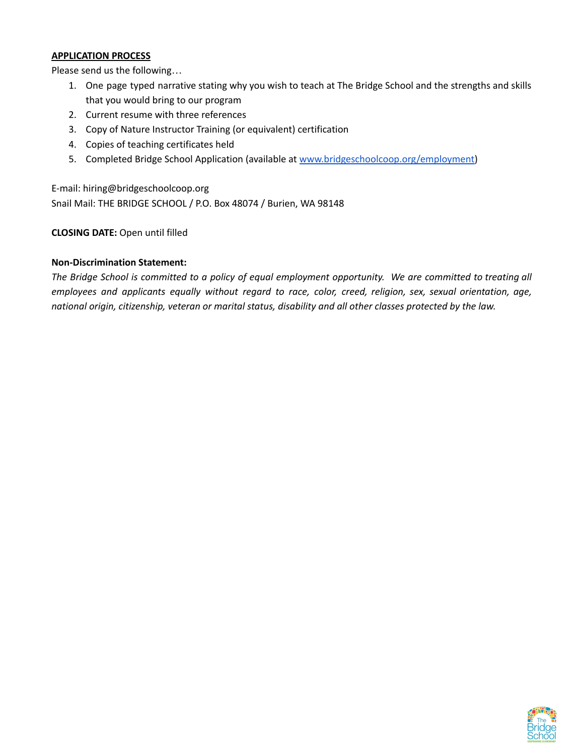**APPLICATION PROCESS**

Please send us the following…

1. One page typed narrative stating why you wish to teach at The Bridge School and the strengths and skills that you would bring to our program
2. Current resume with three references
3. Copy of Nature Instructor Training (or equivalent) certification
4. Copies of teaching certificates held
5. Completed Bridge School Application (available at [www.bridgeschoolcoop.org/employment](www.bridgeschoolcoop.org/employment))

E-mail: hiring@bridgeschoolcoop.org

Snail Mail: THE BRIDGE SCHOOL / P.O. Box 48074 / Burien, WA 98148

**CLOSING DATE:** Open until filled

**Non-Discrimination Statement:**

*The Bridge School is committed to a policy of equal employment opportunity. We are committed to treating all employees and applicants equally without regard to race, color, creed, religion, sex, sexual orientation, age, national origin, citizenship, veteran or marital status, disability and all other classes protected by the law.*